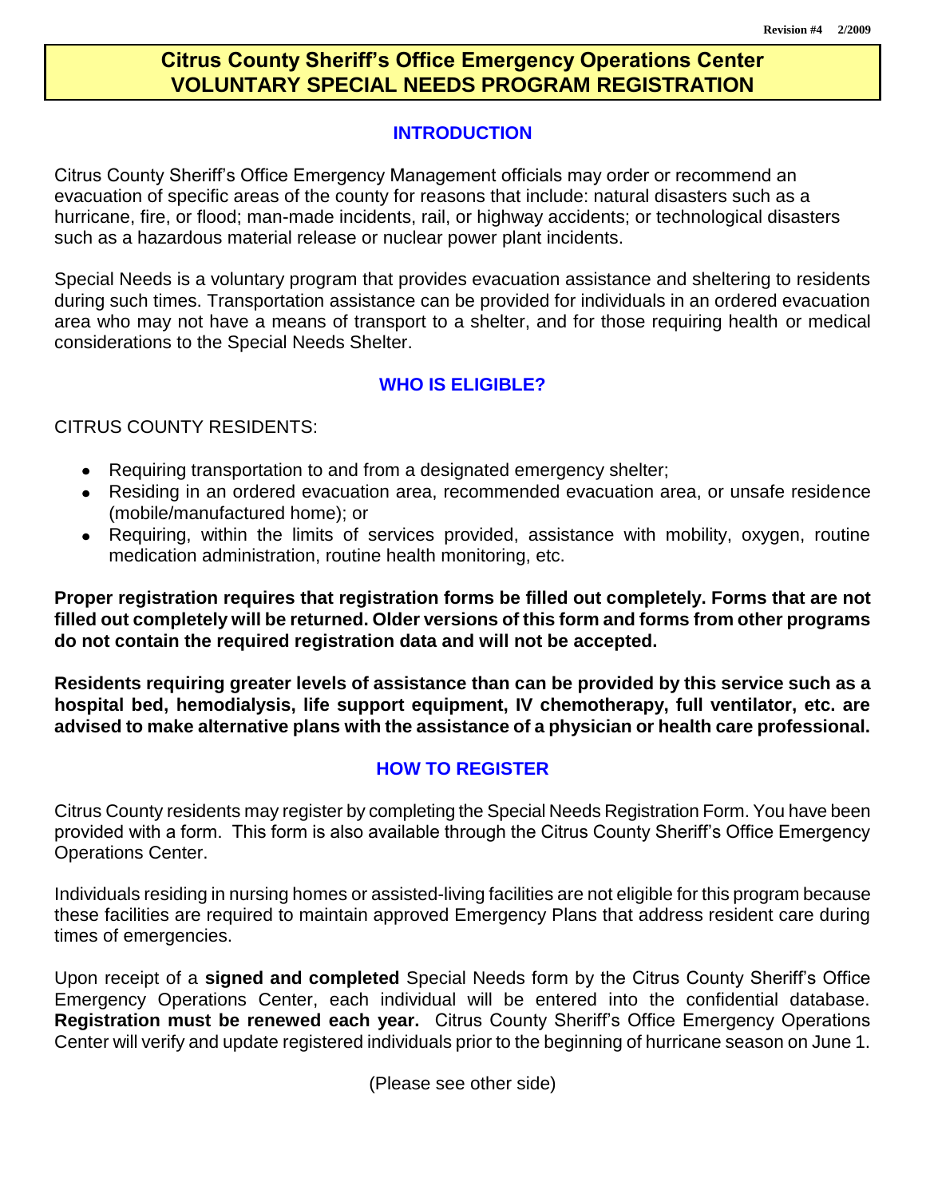# Citrus County Sheriff's Office Emergency Operations Center
# VOLUNTARY SPECIAL NEEDS PROGRAM REGISTRATION

## INTRODUCTION

Citrus County Sheriff's Office Emergency Management officials may order or recommend an evacuation of specific areas of the county for reasons that include: natural disasters such as a hurricane, fire, or flood; man-made incidents, rail, or highway accidents; or technological disasters such as a hazardous material release or nuclear power plant incidents.

Special Needs is a voluntary program that provides evacuation assistance and sheltering to residents during such times. Transportation assistance can be provided for individuals in an ordered evacuation area who may not have a means of transport to a shelter, and for those requiring health or medical considerations to the Special Needs Shelter.

## WHO IS ELIGIBLE?

CITRUS COUNTY RESIDENTS:

- Requiring transportation to and from a designated emergency shelter;
- Residing in an ordered evacuation area, recommended evacuation area, or unsafe residence (mobile/manufactured home); or
- Requiring, within the limits of services provided, assistance with mobility, oxygen, routine medication administration, routine health monitoring, etc.

**Proper registration requires that registration forms be filled out completely. Forms that are not filled out completely will be returned. Older versions of this form and forms from other programs do not contain the required registration data and will not be accepted.**

**Residents requiring greater levels of assistance than can be provided by this service such as a hospital bed, hemodialysis, life support equipment, IV chemotherapy, full ventilator, etc. are advised to make alternative plans with the assistance of a physician or health care professional.**

## HOW TO REGISTER

Citrus County residents may register by completing the Special Needs Registration Form. You have been provided with a form. This form is also available through the Citrus County Sheriff's Office Emergency Operations Center.

Individuals residing in nursing homes or assisted-living facilities are not eligible for this program because these facilities are required to maintain approved Emergency Plans that address resident care during times of emergencies.

Upon receipt of a **signed and completed** Special Needs form by the Citrus County Sheriff's Office Emergency Operations Center, each individual will be entered into the confidential database. **Registration must be renewed each year.** Citrus County Sheriff's Office Emergency Operations Center will verify and update registered individuals prior to the beginning of hurricane season on June 1.

(Please see other side)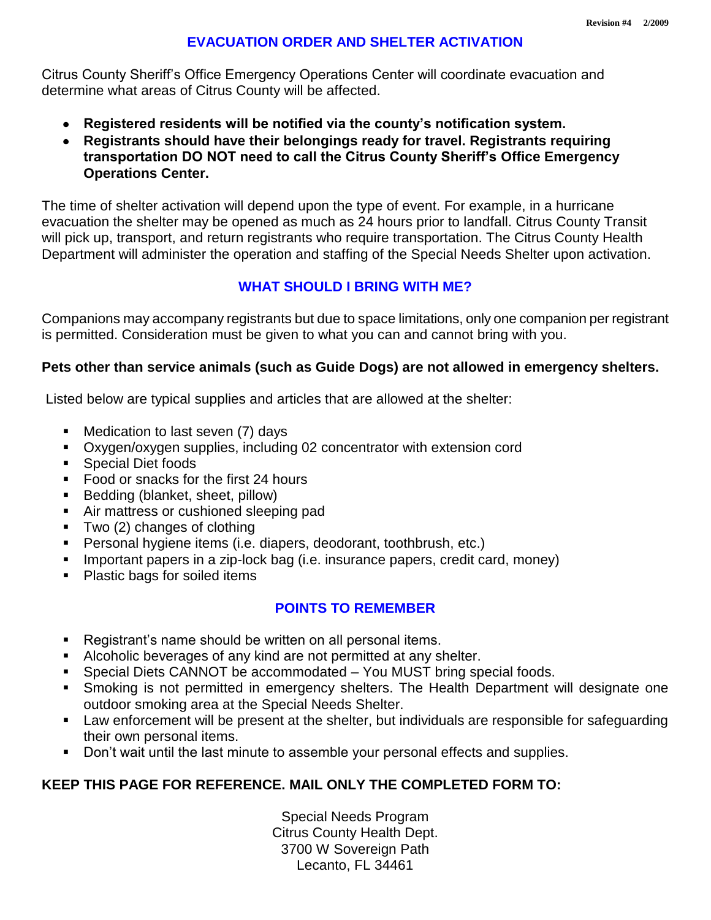## EVACUATION ORDER AND SHELTER ACTIVATION

Citrus County Sheriff's Office Emergency Operations Center will coordinate evacuation and determine what areas of Citrus County will be affected.

- **Registered residents will be notified via the county's notification system.**
- **Registrants should have their belongings ready for travel. Registrants requiring transportation DO NOT need to call the Citrus County Sheriff's Office Emergency Operations Center.**

The time of shelter activation will depend upon the type of event. For example, in a hurricane evacuation the shelter may be opened as much as 24 hours prior to landfall. Citrus County Transit will pick up, transport, and return registrants who require transportation. The Citrus County Health Department will administer the operation and staffing of the Special Needs Shelter upon activation.

## WHAT SHOULD I BRING WITH ME?

Companions may accompany registrants but due to space limitations, only one companion per registrant is permitted. Consideration must be given to what you can and cannot bring with you.

**Pets other than service animals (such as Guide Dogs) are not allowed in emergency shelters.**

Listed below are typical supplies and articles that are allowed at the shelter:

- Medication to last seven (7) days
- Oxygen/oxygen supplies, including 02 concentrator with extension cord
- Special Diet foods
- Food or snacks for the first 24 hours
- Bedding (blanket, sheet, pillow)
- Air mattress or cushioned sleeping pad
- Two (2) changes of clothing
- Personal hygiene items (i.e. diapers, deodorant, toothbrush, etc.)
- Important papers in a zip-lock bag (i.e. insurance papers, credit card, money)
- Plastic bags for soiled items

## POINTS TO REMEMBER

- Registrant's name should be written on all personal items.
- Alcoholic beverages of any kind are not permitted at any shelter.
- Special Diets CANNOT be accommodated – You MUST bring special foods.
- Smoking is not permitted in emergency shelters. The Health Department will designate one outdoor smoking area at the Special Needs Shelter.
- Law enforcement will be present at the shelter, but individuals are responsible for safeguarding their own personal items.
- Don't wait until the last minute to assemble your personal effects and supplies.

**KEEP THIS PAGE FOR REFERENCE. MAIL ONLY THE COMPLETED FORM TO:**

Special Needs Program
Citrus County Health Dept.
3700 W Sovereign Path
Lecanto, FL 34461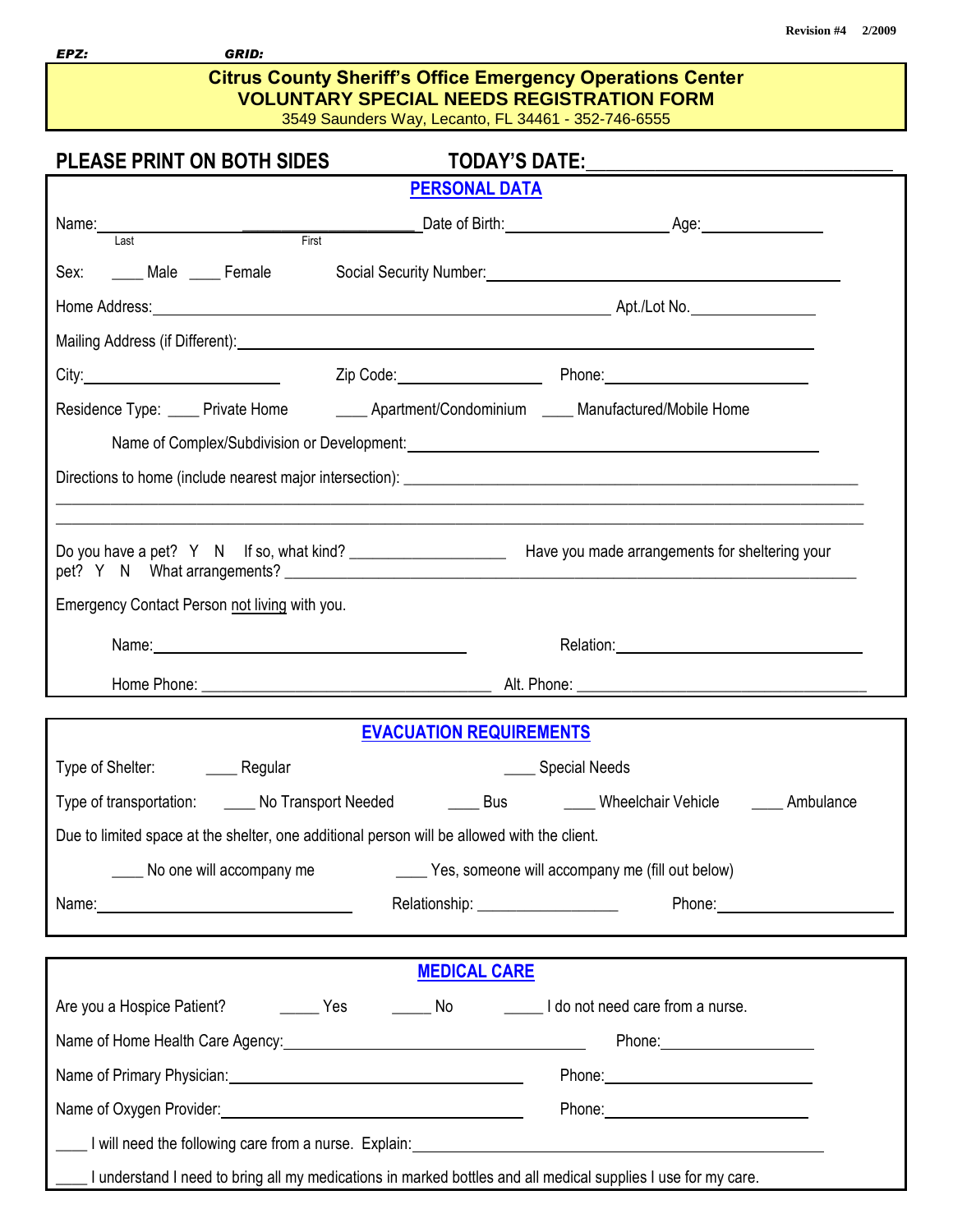Revision #4 2/2009

*EPZ:* *GRID:*

**Citus County Sheriff's Office Emergency Operations Center**
**VOLUNTARY SPECIAL NEEDS REGISTRATION FORM**
3549 Saunders Way, Lecanto, FL 34461 - 352-746-6555

**PLEASE PRINT ON BOTH SIDES** **TODAY'S DATE:**______________________________

## PERSONAL DATA

Name: ____________________ ____________________ Date of Birth: ____________________ Age: ______________
Last First

Sex: ____ Male ____ Female Social Security Number: ________________________________________

Home Address: ________________________________________________ Apt./Lot No. ______________

Mailing Address (if Different): ________________________________________________________________

City: ____________________ Zip Code: ________________ Phone: ____________________

Residence Type: ____ Private Home ____ Apartment/Condominium ____ Manufactured/Mobile Home

Name of Complex/Subdivision or Development: ________________________________________________

Directions to home (include nearest major intersection): ________________________________________________
________________________________________________________________________________________________
________________________________________________________________________________________________

Do you have a pet? Y N If so, what kind? ________________ Have you made arrangements for sheltering your pet? Y N What arrangements? ________________________________________________________________

Emergency Contact Person not living with you.

Name: ________________________________ Relation: ________________________

Home Phone: ________________________________ Alt. Phone: ________________________________

## EVACUATION REQUIREMENTS

Type of Shelter: ____ Regular ____ Special Needs

Type of transportation: ____ No Transport Needed ____ Bus ____ Wheelchair Vehicle ____ Ambulance

Due to limited space at the shelter, one additional person will be allowed with the client.

____ No one will accompany me ____ Yes, someone will accompany me (fill out below)

Name: ____________________________ Relationship: ________________ Phone: ____________________

## MEDICAL CARE

Are you a Hospice Patient? _____ Yes _____ No _____ I do not need care from a nurse.

Name of Home Health Care Agency: ________________________________ Phone: ________________

Name of Primary Physician: ________________________________ Phone: ____________________

Name of Oxygen Provider: ________________________________ Phone: ____________________

____ I will need the following care from a nurse. Explain: ________________________________________________

____ I understand I need to bring all my medications in marked bottles and all medical supplies I use for my care.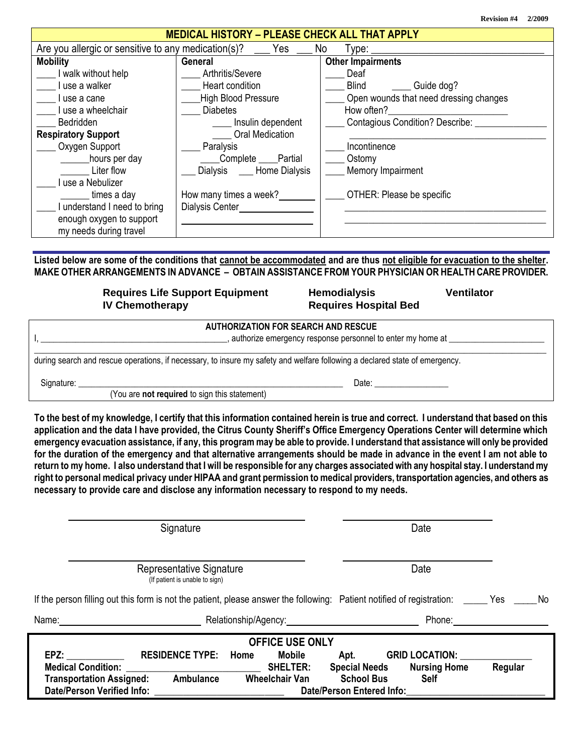Revision #4 2/2009

| MEDICAL HISTORY – PLEASE CHECK ALL THAT APPLY | | |
|---|---|---|
| Are you allergic or sensitive to any medication(s)? ___ Yes ___ No Type: ______________________________ | | |
| **Mobility** | **General** | **Other Impairments** |
| ____ I walk without help | ____ Arthritis/Severe | ____ Deaf |
| ____ I use a walker | ____ Heart condition | ____ Blind ____ Guide dog? |
| ____ I use a cane | ____High Blood Pressure | ____ Open wounds that need dressing changes |
| ____ I use a wheelchair | ____ Diabetes | How often?______________________ |
| ____ Bedridden | ____ Insulin dependent | ____ Contagious Condition? Describe: _______________ |
| **Respiratory Support** | ____ Oral Medication | ______________________________________ |
| ____ Oxygen Support | ____ Paralysis | ____ Incontinence |
| ______hours per day | ____Complete ____Partial | ____ Ostomy |
| ______ Liter flow | ___ Dialysis ___ Home Dialysis | ____ Memory Impairment |
| ____ I use a Nebulizer | | |
| ______ times a day | How many times a week?_______ | ____ OTHER: Please be specific |
| ____ I understand I need to bring enough oxygen to support my needs during travel | Dialysis Center_______________ ______________________ | ______________________________________ ______________________________________ |

**Listed below are some of the conditions that <u>cannot be accommodated</u> and are thus <u>not eligible for evacuation to the shelter</u>. MAKE OTHER ARRANGEMENTS IN ADVANCE – OBTAIN ASSISTANCE FROM YOUR PHYSICIAN OR HEALTH CARE PROVIDER.**

**Requires Life Support Equipment** **Hemodialysis** **Ventilator**
**IV Chemotherapy** **Requires Hospital Bed**

**AUTHORIZATION FOR SEARCH AND RESCUE**

I, ________________________________________, authorize emergency response personnel to enter my home at _____________________
______________________________________________________________________________________________________
during search and rescue operations, if necessary, to insure my safety and welfare following a declared state of emergency.

Signature: _______________________________________________________ Date: ________________
(You are **not required** to sign this statement)

**To the best of my knowledge, I certify that this information contained herein is true and correct. I understand that based on this application and the data I have provided, the Citrus County Sheriff's Office Emergency Operations Center will determine which emergency evacuation assistance, if any, this program may be able to provide. I understand that assistance will only be provided for the duration of the emergency and that alternative arrangements should be made in advance in the event I am not able to return to my home. I also understand that I will be responsible for any charges associated with any hospital stay. I understand my right to personal medical privacy under HIPAA and grant permission to medical providers, transportation agencies, and others as necessary to provide care and disclose any information necessary to respond to my needs.**

______________________________ ______________________
Signature Date

______________________________ ______________________
Representative Signature Date
(If patient is unable to sign)

If the person filling out this form is not the patient, please answer the following: Patient notified of registration: _____ Yes _____No

Name:________________________ Relationship/Agency:________________________ Phone:________________

**OFFICE USE ONLY**

**EPZ:** ___________ **RESIDENCE TYPE: Home Mobile Apt. GRID LOCATION:** ______________
**Medical Condition:** __________________________ **SHELTER: Special Needs Nursing Home Regular**
**Transportation Assigned: Ambulance Wheelchair Van School Bus Self**
**Date/Person Verified Info:** _________________________ **Date/Person Entered Info:**___________________________